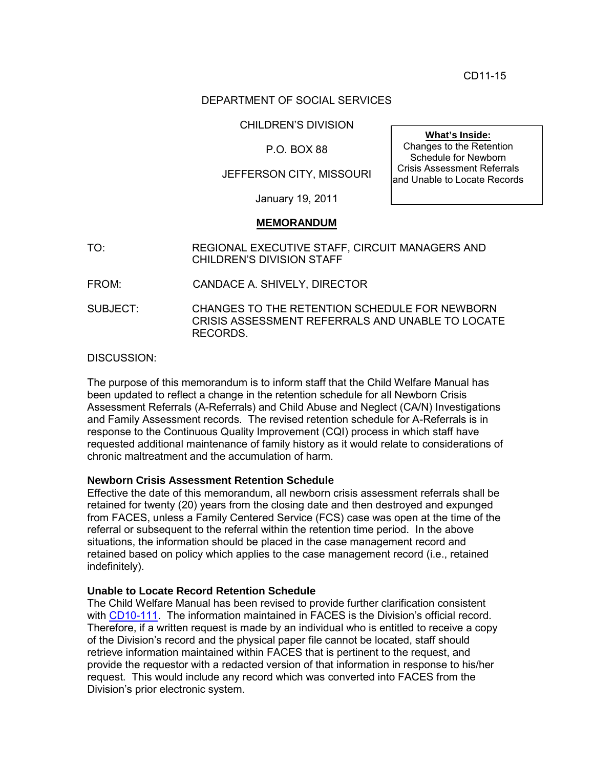CD11-15

DEPARTMENT OF SOCIAL SERVICES

CHILDREN'S DIVISION

P.O. BOX 88

JEFFERSON CITY, MISSOURI

January 19, 2011

**What's Inside:**
Changes to the Retention Schedule for Newborn Crisis Assessment Referrals and Unable to Locate Records

**MEMORANDUM**

TO: REGIONAL EXECUTIVE STAFF, CIRCUIT MANAGERS AND CHILDREN'S DIVISION STAFF

FROM: CANDACE A. SHIVELY, DIRECTOR

SUBJECT: CHANGES TO THE RETENTION SCHEDULE FOR NEWBORN CRISIS ASSESSMENT REFERRALS AND UNABLE TO LOCATE RECORDS.

DISCUSSION:

The purpose of this memorandum is to inform staff that the Child Welfare Manual has been updated to reflect a change in the retention schedule for all Newborn Crisis Assessment Referrals (A-Referrals) and Child Abuse and Neglect (CA/N) Investigations and Family Assessment records. The revised retention schedule for A-Referrals is in response to the Continuous Quality Improvement (CQI) process in which staff have requested additional maintenance of family history as it would relate to considerations of chronic maltreatment and the accumulation of harm.

**Newborn Crisis Assessment Retention Schedule**

Effective the date of this memorandum, all newborn crisis assessment referrals shall be retained for twenty (20) years from the closing date and then destroyed and expunged from FACES, unless a Family Centered Service (FCS) case was open at the time of the referral or subsequent to the referral within the retention time period. In the above situations, the information should be placed in the case management record and retained based on policy which applies to the case management record (i.e., retained indefinitely).

**Unable to Locate Record Retention Schedule**

The Child Welfare Manual has been revised to provide further clarification consistent with CD10-111. The information maintained in FACES is the Division's official record. Therefore, if a written request is made by an individual who is entitled to receive a copy of the Division's record and the physical paper file cannot be located, staff should retrieve information maintained within FACES that is pertinent to the request, and provide the requestor with a redacted version of that information in response to his/her request. This would include any record which was converted into FACES from the Division's prior electronic system.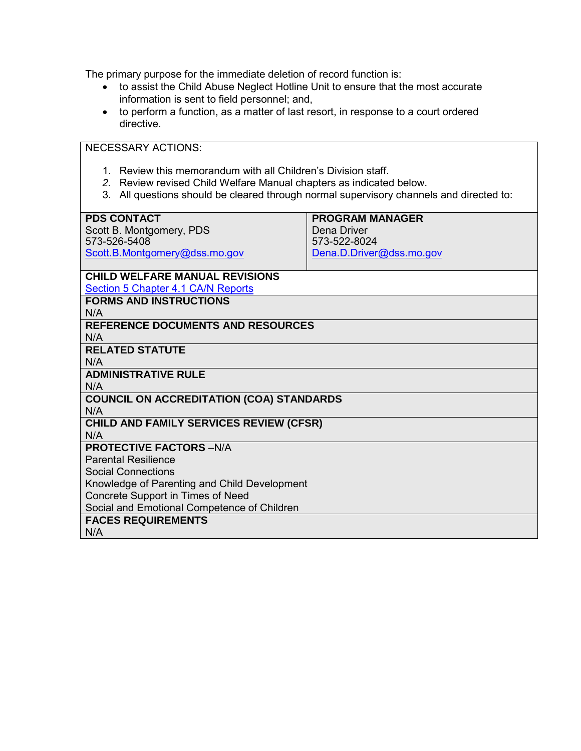The primary purpose for the immediate deletion of record function is:

- to assist the Child Abuse Neglect Hotline Unit to ensure that the most accurate information is sent to field personnel; and,
- to perform a function, as a matter of last resort, in response to a court ordered directive.

| NECESSARY ACTIONS: | |
|---|---|
| 1. Review this memorandum with all Children's Division staff.<br>2. Review revised Child Welfare Manual chapters as indicated below.<br>3. All questions should be cleared through normal supervisory channels and directed to: | |
| **PDS CONTACT**<br>Scott B. Montgomery, PDS<br>573-526-5408<br>Scott.B.Montgomery@dss.mo.gov | **PROGRAM MANAGER**<br>Dena Driver<br>573-522-8024<br>Dena.D.Driver@dss.mo.gov |
| **CHILD WELFARE MANUAL REVISIONS**<br>Section 5 Chapter 4.1 CA/N Reports | |
| **FORMS AND INSTRUCTIONS**<br>N/A | |
| **REFERENCE DOCUMENTS AND RESOURCES**<br>N/A | |
| **RELATED STATUTE**<br>N/A | |
| **ADMINISTRATIVE RULE**<br>N/A | |
| **COUNCIL ON ACCREDITATION (COA) STANDARDS**<br>N/A | |
| **CHILD AND FAMILY SERVICES REVIEW (CFSR)**<br>N/A | |
| **PROTECTIVE FACTORS** –N/A<br>Parental Resilience<br>Social Connections<br>Knowledge of Parenting and Child Development<br>Concrete Support in Times of Need<br>Social and Emotional Competence of Children | |
| **FACES REQUIREMENTS**<br>N/A | |